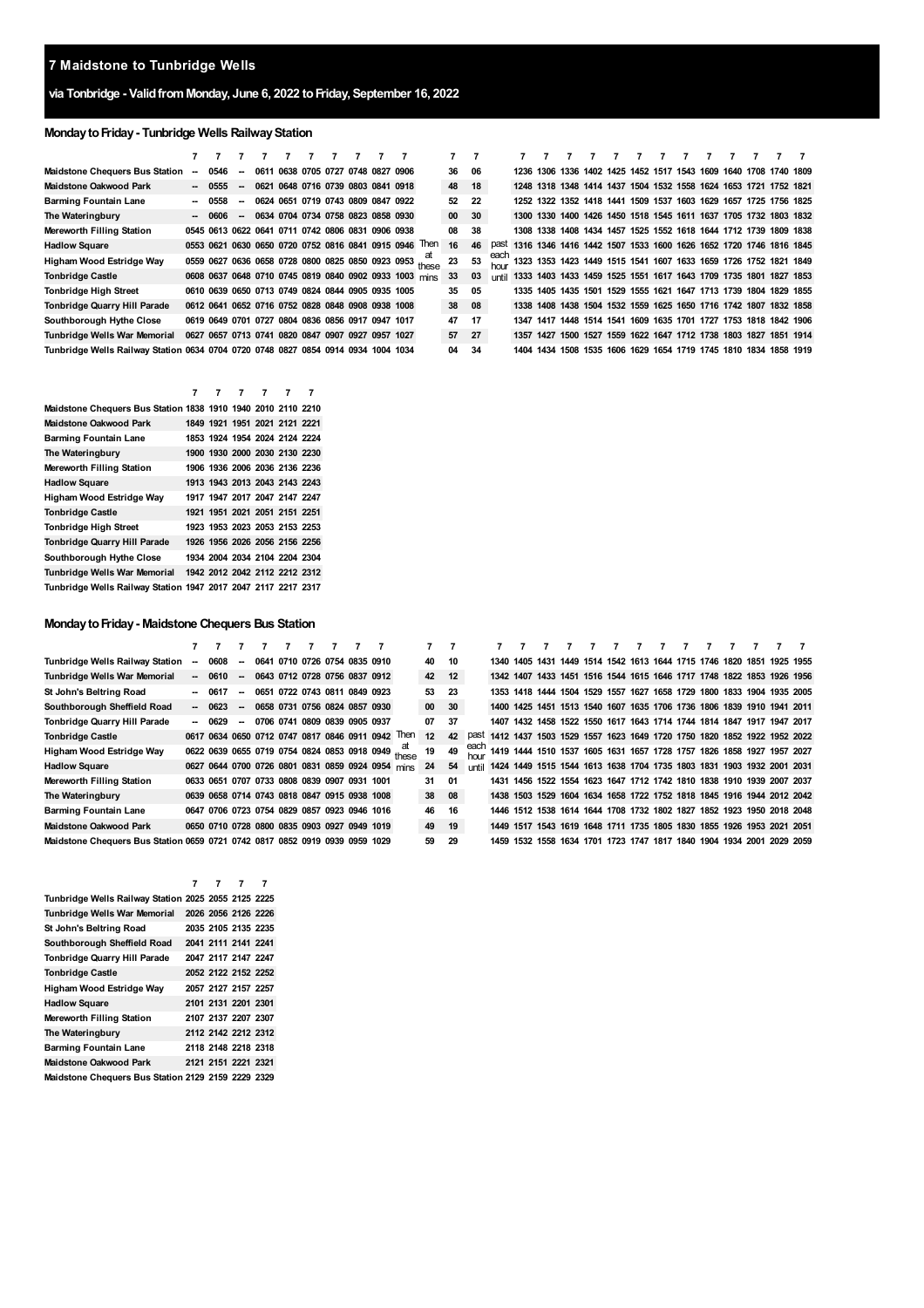# 7 Maidstone to Tunbridge Wells

## via Tonbridge - Valid from Monday, June 6, 2022 to Friday, September 16, 2022

### Monday to Friday - Tunbridge Wells Railway Station

| | 7 | 7 | 7 | 7 | 7 | 7 | 7 | 7 | 7 | 7 | | 7 | 7 | | 7 | 7 | 7 | 7 | 7 | 7 | 7 | 7 | 7 | 7 | 7 | 7 | 7 |
|---|---|---|---|---|---|---|---|---|---|---|---|---|---|---|---|---|---|---|---|---|---|---|---|---|---|---|---|
| Maidstone Chequers Bus Station | -- | 0546 | -- | 0611 | 0638 | 0705 | 0727 | 0748 | 0827 | 0906 | | 36 | 06 | | 1236 | 1306 | 1336 | 1402 | 1425 | 1452 | 1517 | 1543 | 1609 | 1640 | 1708 | 1740 | 1809 |
| Maidstone Oakwood Park | -- | 0555 | -- | 0621 | 0648 | 0716 | 0739 | 0803 | 0841 | 0918 | | 48 | 18 | | 1248 | 1318 | 1348 | 1414 | 1437 | 1504 | 1532 | 1558 | 1624 | 1653 | 1721 | 1752 | 1821 |
| Barming Fountain Lane | -- | 0558 | -- | 0624 | 0651 | 0719 | 0743 | 0809 | 0847 | 0922 | | 52 | 22 | | 1252 | 1322 | 1352 | 1418 | 1441 | 1509 | 1537 | 1603 | 1629 | 1657 | 1725 | 1756 | 1825 |
| The Wateringbury | -- | 0606 | -- | 0634 | 0704 | 0734 | 0758 | 0823 | 0858 | 0930 | | 00 | 30 | | 1300 | 1330 | 1400 | 1426 | 1450 | 1518 | 1545 | 1611 | 1637 | 1705 | 1732 | 1803 | 1832 |
| Mereworth Filling Station | 0545 | 0613 | 0622 | 0641 | 0711 | 0742 | 0806 | 0831 | 0906 | 0938 | | 08 | 38 | | 1308 | 1338 | 1408 | 1434 | 1457 | 1525 | 1552 | 1618 | 1644 | 1712 | 1739 | 1809 | 1838 |
| Hadlow Square | 0553 | 0621 | 0630 | 0650 | 0720 | 0752 | 0816 | 0841 | 0915 | 0946 | Then | 16 | 46 | past | 1316 | 1346 | 1416 | 1442 | 1507 | 1533 | 1600 | 1626 | 1652 | 1720 | 1746 | 1816 | 1845 |
| Higham Wood Estridge Way | 0559 | 0627 | 0636 | 0658 | 0728 | 0800 | 0825 | 0850 | 0923 | 0953 | at these | 23 | 53 | each hour | 1323 | 1353 | 1423 | 1449 | 1515 | 1541 | 1607 | 1633 | 1659 | 1726 | 1752 | 1821 | 1849 |
| Tonbridge Castle | 0608 | 0637 | 0648 | 0710 | 0745 | 0819 | 0840 | 0902 | 0933 | 1003 | mins | 33 | 03 | until | 1333 | 1403 | 1433 | 1459 | 1525 | 1551 | 1617 | 1643 | 1709 | 1735 | 1801 | 1827 | 1853 |
| Tonbridge High Street | 0610 | 0639 | 0650 | 0713 | 0749 | 0824 | 0844 | 0905 | 0935 | 1005 | | 35 | 05 | | 1335 | 1405 | 1435 | 1501 | 1529 | 1555 | 1621 | 1647 | 1713 | 1739 | 1804 | 1829 | 1855 |
| Tonbridge Quarry Hill Parade | 0612 | 0641 | 0652 | 0716 | 0752 | 0828 | 0848 | 0908 | 0938 | 1008 | | 38 | 08 | | 1338 | 1408 | 1438 | 1504 | 1532 | 1559 | 1625 | 1650 | 1716 | 1742 | 1807 | 1832 | 1858 |
| Southborough Hythe Close | 0619 | 0649 | 0701 | 0727 | 0804 | 0836 | 0856 | 0917 | 0947 | 1017 | | 47 | 17 | | 1347 | 1417 | 1448 | 1514 | 1541 | 1609 | 1635 | 1701 | 1727 | 1753 | 1818 | 1842 | 1906 |
| Tunbridge Wells War Memorial | 0627 | 0657 | 0713 | 0741 | 0820 | 0847 | 0907 | 0927 | 0957 | 1027 | | 57 | 27 | | 1357 | 1427 | 1500 | 1527 | 1559 | 1622 | 1647 | 1712 | 1738 | 1803 | 1827 | 1851 | 1914 |
| Tunbridge Wells Railway Station | 0634 | 0704 | 0720 | 0748 | 0827 | 0854 | 0914 | 0934 | 1004 | 1034 | | 04 | 34 | | 1404 | 1434 | 1508 | 1535 | 1606 | 1629 | 1654 | 1719 | 1745 | 1810 | 1834 | 1858 | 1919 |

| | 7 | 7 | 7 | 7 | 7 | 7 |
|---|---|---|---|---|---|---|
| Maidstone Chequers Bus Station | 1838 | 1910 | 1940 | 2010 | 2110 | 2210 |
| Maidstone Oakwood Park | 1849 | 1921 | 1951 | 2021 | 2121 | 2221 |
| Barming Fountain Lane | 1853 | 1924 | 1954 | 2024 | 2124 | 2224 |
| The Wateringbury | 1900 | 1930 | 2000 | 2030 | 2130 | 2230 |
| Mereworth Filling Station | 1906 | 1936 | 2006 | 2036 | 2136 | 2236 |
| Hadlow Square | 1913 | 1943 | 2013 | 2043 | 2143 | 2243 |
| Higham Wood Estridge Way | 1917 | 1947 | 2017 | 2047 | 2147 | 2247 |
| Tonbridge Castle | 1921 | 1951 | 2021 | 2051 | 2151 | 2251 |
| Tonbridge High Street | 1923 | 1953 | 2023 | 2053 | 2153 | 2253 |
| Tonbridge Quarry Hill Parade | 1926 | 1956 | 2026 | 2056 | 2156 | 2256 |
| Southborough Hythe Close | 1934 | 2004 | 2034 | 2104 | 2204 | 2304 |
| Tunbridge Wells War Memorial | 1942 | 2012 | 2042 | 2112 | 2212 | 2312 |
| Tunbridge Wells Railway Station | 1947 | 2017 | 2047 | 2117 | 2217 | 2317 |

### Monday to Friday - Maidstone Chequers Bus Station

| | 7 | 7 | 7 | 7 | 7 | 7 | 7 | 7 | 7 | 7 | | 7 | 7 | | 7 | 7 | 7 | 7 | 7 | 7 | 7 | 7 | 7 | 7 | 7 | 7 | 7 | 7 |
|---|---|---|---|---|---|---|---|---|---|---|---|---|---|---|---|---|---|---|---|---|---|---|---|---|---|---|---|---|
| Tunbridge Wells Railway Station | -- | 0608 | -- | 0641 | 0710 | 0726 | 0754 | 0835 | 0910 | | | 40 | 10 | | 1340 | 1405 | 1431 | 1449 | 1514 | 1542 | 1613 | 1644 | 1715 | 1746 | 1820 | 1851 | 1925 | 1955 |
| Tunbridge Wells War Memorial | -- | 0610 | -- | 0643 | 0712 | 0728 | 0756 | 0837 | 0912 | | | 42 | 12 | | 1342 | 1407 | 1433 | 1451 | 1516 | 1544 | 1615 | 1646 | 1717 | 1748 | 1822 | 1853 | 1926 | 1956 |
| St John's Beltring Road | -- | 0617 | -- | 0651 | 0722 | 0743 | 0811 | 0849 | 0923 | | | 53 | 23 | | 1353 | 1418 | 1444 | 1504 | 1529 | 1557 | 1627 | 1658 | 1729 | 1800 | 1833 | 1904 | 1935 | 2005 |
| Southborough Sheffield Road | -- | 0623 | -- | 0658 | 0731 | 0756 | 0824 | 0857 | 0930 | | | 00 | 30 | | 1400 | 1425 | 1451 | 1513 | 1540 | 1607 | 1635 | 1706 | 1736 | 1806 | 1839 | 1910 | 1941 | 2011 |
| Tonbridge Quarry Hill Parade | -- | 0629 | -- | 0706 | 0741 | 0809 | 0839 | 0905 | 0937 | | | 07 | 37 | | 1407 | 1432 | 1458 | 1522 | 1550 | 1617 | 1643 | 1714 | 1744 | 1814 | 1847 | 1917 | 1947 | 2017 |
| Tonbridge Castle | 0617 | 0634 | 0650 | 0712 | 0747 | 0817 | 0846 | 0911 | 0942 | Then | | 12 | 42 | past | 1412 | 1437 | 1503 | 1529 | 1557 | 1623 | 1649 | 1720 | 1750 | 1820 | 1852 | 1922 | 1952 | 2022 |
| Higham Wood Estridge Way | 0622 | 0639 | 0655 | 0719 | 0754 | 0824 | 0853 | 0918 | 0949 | at these | | 19 | 49 | each hour | 1419 | 1444 | 1510 | 1537 | 1605 | 1631 | 1657 | 1728 | 1757 | 1826 | 1858 | 1927 | 1957 | 2027 |
| Hadlow Square | 0627 | 0644 | 0700 | 0726 | 0801 | 0831 | 0859 | 0924 | 0954 | mins | | 24 | 54 | until | 1424 | 1449 | 1515 | 1544 | 1613 | 1638 | 1704 | 1735 | 1803 | 1831 | 1903 | 1932 | 2001 | 2031 |
| Mereworth Filling Station | 0633 | 0651 | 0707 | 0733 | 0808 | 0839 | 0907 | 0931 | 1001 | | | 31 | 01 | | 1431 | 1456 | 1522 | 1554 | 1623 | 1647 | 1712 | 1742 | 1810 | 1838 | 1910 | 1939 | 2007 | 2037 |
| The Wateringbury | 0639 | 0658 | 0714 | 0743 | 0818 | 0847 | 0915 | 0938 | 1008 | | | 38 | 08 | | 1438 | 1503 | 1529 | 1604 | 1634 | 1658 | 1722 | 1752 | 1818 | 1845 | 1916 | 1944 | 2012 | 2042 |
| Barming Fountain Lane | 0647 | 0706 | 0723 | 0754 | 0829 | 0857 | 0923 | 0946 | 1016 | | | 46 | 16 | | 1446 | 1512 | 1538 | 1614 | 1644 | 1708 | 1732 | 1802 | 1827 | 1852 | 1923 | 1950 | 2018 | 2048 |
| Maidstone Oakwood Park | 0650 | 0710 | 0728 | 0800 | 0835 | 0903 | 0927 | 0949 | 1019 | | | 49 | 19 | | 1449 | 1517 | 1543 | 1619 | 1648 | 1711 | 1735 | 1805 | 1830 | 1855 | 1926 | 1953 | 2021 | 2051 |
| Maidstone Chequers Bus Station | 0659 | 0721 | 0742 | 0817 | 0852 | 0919 | 0939 | 0959 | 1029 | | | 59 | 29 | | 1459 | 1532 | 1558 | 1634 | 1701 | 1723 | 1747 | 1817 | 1840 | 1904 | 1934 | 2001 | 2029 | 2059 |

| | 7 | 7 | 7 | 7 |
|---|---|---|---|---|
| Tunbridge Wells Railway Station | 2025 | 2055 | 2125 | 2225 |
| Tunbridge Wells War Memorial | 2026 | 2056 | 2126 | 2226 |
| St John's Beltring Road | 2035 | 2105 | 2135 | 2235 |
| Southborough Sheffield Road | 2041 | 2111 | 2141 | 2241 |
| Tonbridge Quarry Hill Parade | 2047 | 2117 | 2147 | 2247 |
| Tonbridge Castle | 2052 | 2122 | 2152 | 2252 |
| Higham Wood Estridge Way | 2057 | 2127 | 2157 | 2257 |
| Hadlow Square | 2101 | 2131 | 2201 | 2301 |
| Mereworth Filling Station | 2107 | 2137 | 2207 | 2307 |
| The Wateringbury | 2112 | 2142 | 2212 | 2312 |
| Barming Fountain Lane | 2118 | 2148 | 2218 | 2318 |
| Maidstone Oakwood Park | 2121 | 2151 | 2221 | 2321 |
| Maidstone Chequers Bus Station | 2129 | 2159 | 2229 | 2329 |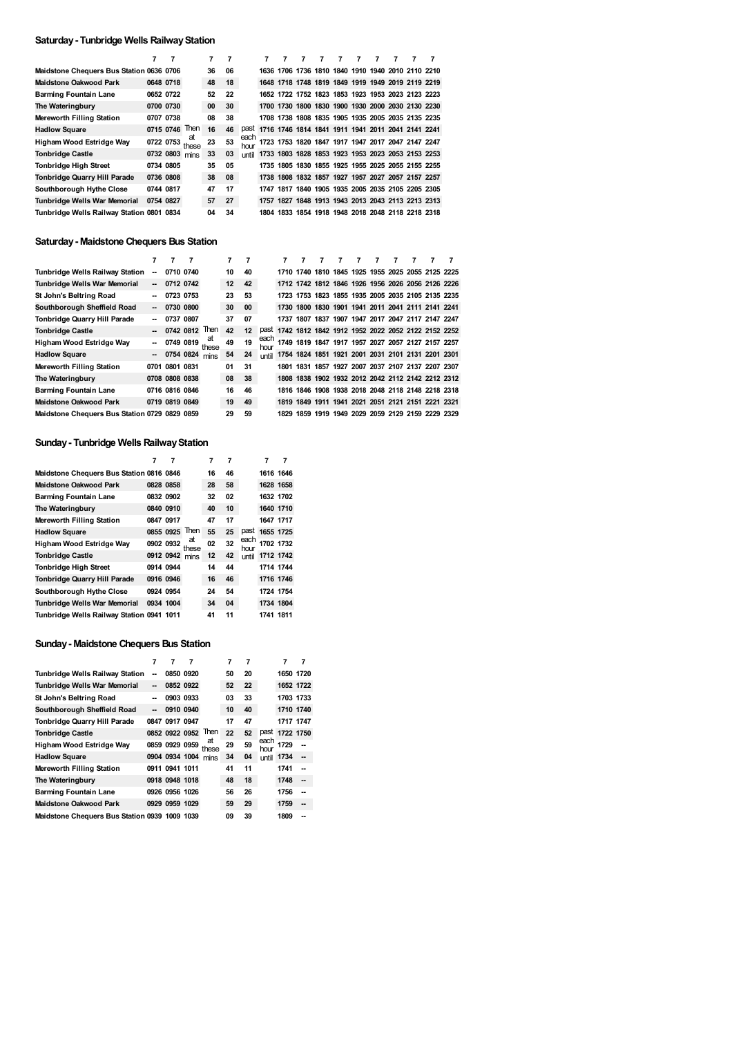## Saturday - Tunbridge Wells Railway Station

| | 7 | 7 | | 7 | 7 | | 7 | 7 | 7 | 7 | 7 | 7 | 7 | 7 | 7 | 7 |
|---|---|---|---|---|---|---|---|---|---|---|---|---|---|---|---|---|
| Maidstone Chequers Bus Station | 0636 | 0706 | | 36 | 06 | | 1636 | 1706 | 1736 | 1810 | 1840 | 1910 | 1940 | 2010 | 2110 | 2210 |
| Maidstone Oakwood Park | 0648 | 0718 | | 48 | 18 | | 1648 | 1718 | 1748 | 1819 | 1849 | 1919 | 1949 | 2019 | 2119 | 2219 |
| Barming Fountain Lane | 0652 | 0722 | | 52 | 22 | | 1652 | 1722 | 1752 | 1823 | 1853 | 1923 | 1953 | 2023 | 2123 | 2223 |
| The Wateringbury | 0700 | 0730 | | 00 | 30 | | 1700 | 1730 | 1800 | 1830 | 1900 | 1930 | 2000 | 2030 | 2130 | 2230 |
| Mereworth Filling Station | 0707 | 0738 | | 08 | 38 | | 1708 | 1738 | 1808 | 1835 | 1905 | 1935 | 2005 | 2035 | 2135 | 2235 |
| Hadlow Square | 0715 | 0746 | Then | 16 | 46 | past | 1716 | 1746 | 1814 | 1841 | 1911 | 1941 | 2011 | 2041 | 2141 | 2241 |
| Higham Wood Estridge Way | 0722 | 0753 | at these | 23 | 53 | each hour | 1723 | 1753 | 1820 | 1847 | 1917 | 1947 | 2017 | 2047 | 2147 | 2247 |
| Tonbridge Castle | 0732 | 0803 | mins | 33 | 03 | until | 1733 | 1803 | 1828 | 1853 | 1923 | 1953 | 2023 | 2053 | 2153 | 2253 |
| Tonbridge High Street | 0734 | 0805 | | 35 | 05 | | 1735 | 1805 | 1830 | 1855 | 1925 | 1955 | 2025 | 2055 | 2155 | 2255 |
| Tonbridge Quarry Hill Parade | 0736 | 0808 | | 38 | 08 | | 1738 | 1808 | 1832 | 1857 | 1927 | 1957 | 2027 | 2057 | 2157 | 2257 |
| Southborough Hythe Close | 0744 | 0817 | | 47 | 17 | | 1747 | 1817 | 1840 | 1905 | 1935 | 2005 | 2035 | 2105 | 2205 | 2305 |
| Tunbridge Wells War Memorial | 0754 | 0827 | | 57 | 27 | | 1757 | 1827 | 1848 | 1913 | 1943 | 2013 | 2043 | 2113 | 2213 | 2313 |
| Tunbridge Wells Railway Station | 0801 | 0834 | | 04 | 34 | | 1804 | 1833 | 1854 | 1918 | 1948 | 2018 | 2048 | 2118 | 2218 | 2318 |

## Saturday - Maidstone Chequers Bus Station

| | 7 | 7 | 7 | | 7 | 7 | | 7 | 7 | 7 | 7 | 7 | 7 | 7 | 7 | 7 | 7 |
|---|---|---|---|---|---|---|---|---|---|---|---|---|---|---|---|---|---|
| Tunbridge Wells Railway Station | -- | 0710 | 0740 | | 10 | 40 | | 1710 | 1740 | 1810 | 1845 | 1925 | 1955 | 2025 | 2055 | 2125 | 2225 |
| Tunbridge Wells War Memorial | -- | 0712 | 0742 | | 12 | 42 | | 1712 | 1742 | 1812 | 1846 | 1926 | 1956 | 2026 | 2056 | 2126 | 2226 |
| St John's Beltring Road | -- | 0723 | 0753 | | 23 | 53 | | 1723 | 1753 | 1823 | 1855 | 1935 | 2005 | 2035 | 2105 | 2135 | 2235 |
| Southborough Sheffield Road | -- | 0730 | 0800 | | 30 | 00 | | 1730 | 1800 | 1830 | 1901 | 1941 | 2011 | 2041 | 2111 | 2141 | 2241 |
| Tonbridge Quarry Hill Parade | -- | 0737 | 0807 | | 37 | 07 | | 1737 | 1807 | 1837 | 1907 | 1947 | 2017 | 2047 | 2117 | 2147 | 2247 |
| Tonbridge Castle | -- | 0742 | 0812 | Then | 42 | 12 | past | 1742 | 1812 | 1842 | 1912 | 1952 | 2022 | 2052 | 2122 | 2152 | 2252 |
| Higham Wood Estridge Way | -- | 0749 | 0819 | at these | 49 | 19 | each hour | 1749 | 1819 | 1847 | 1917 | 1957 | 2027 | 2057 | 2127 | 2157 | 2257 |
| Hadlow Square | -- | 0754 | 0824 | mins | 54 | 24 | until | 1754 | 1824 | 1851 | 1921 | 2001 | 2031 | 2101 | 2131 | 2201 | 2301 |
| Mereworth Filling Station | 0701 | 0801 | 0831 | | 01 | 31 | | 1801 | 1831 | 1857 | 1927 | 2007 | 2037 | 2107 | 2137 | 2207 | 2307 |
| The Wateringbury | 0708 | 0808 | 0838 | | 08 | 38 | | 1808 | 1838 | 1902 | 1932 | 2012 | 2042 | 2112 | 2142 | 2212 | 2312 |
| Barming Fountain Lane | 0716 | 0816 | 0846 | | 16 | 46 | | 1816 | 1846 | 1908 | 1938 | 2018 | 2048 | 2118 | 2148 | 2218 | 2318 |
| Maidstone Oakwood Park | 0719 | 0819 | 0849 | | 19 | 49 | | 1819 | 1849 | 1911 | 1941 | 2021 | 2051 | 2121 | 2151 | 2221 | 2321 |
| Maidstone Chequers Bus Station | 0729 | 0829 | 0859 | | 29 | 59 | | 1829 | 1859 | 1919 | 1949 | 2029 | 2059 | 2129 | 2159 | 2229 | 2329 |

## Sunday - Tunbridge Wells Railway Station

| | 7 | 7 | | 7 | 7 | | 7 | 7 |
|---|---|---|---|---|---|---|---|---|
| Maidstone Chequers Bus Station | 0816 | 0846 | | 16 | 46 | | 1616 | 1646 |
| Maidstone Oakwood Park | 0828 | 0858 | | 28 | 58 | | 1628 | 1658 |
| Barming Fountain Lane | 0832 | 0902 | | 32 | 02 | | 1632 | 1702 |
| The Wateringbury | 0840 | 0910 | | 40 | 10 | | 1640 | 1710 |
| Mereworth Filling Station | 0847 | 0917 | | 47 | 17 | | 1647 | 1717 |
| Hadlow Square | 0855 | 0925 | Then | 55 | 25 | past | 1655 | 1725 |
| Higham Wood Estridge Way | 0902 | 0932 | at these | 02 | 32 | each hour | 1702 | 1732 |
| Tonbridge Castle | 0912 | 0942 | mins | 12 | 42 | until | 1712 | 1742 |
| Tonbridge High Street | 0914 | 0944 | | 14 | 44 | | 1714 | 1744 |
| Tonbridge Quarry Hill Parade | 0916 | 0946 | | 16 | 46 | | 1716 | 1746 |
| Southborough Hythe Close | 0924 | 0954 | | 24 | 54 | | 1724 | 1754 |
| Tunbridge Wells War Memorial | 0934 | 1004 | | 34 | 04 | | 1734 | 1804 |
| Tunbridge Wells Railway Station | 0941 | 1011 | | 41 | 11 | | 1741 | 1811 |

## Sunday - Maidstone Chequers Bus Station

| | 7 | 7 | 7 | | 7 | 7 | | 7 | 7 |
|---|---|---|---|---|---|---|---|---|---|
| Tunbridge Wells Railway Station | -- | 0850 | 0920 | | 50 | 20 | | 1650 | 1720 |
| Tunbridge Wells War Memorial | -- | 0852 | 0922 | | 52 | 22 | | 1652 | 1722 |
| St John's Beltring Road | -- | 0903 | 0933 | | 03 | 33 | | 1703 | 1733 |
| Southborough Sheffield Road | -- | 0910 | 0940 | | 10 | 40 | | 1710 | 1740 |
| Tonbridge Quarry Hill Parade | 0847 | 0917 | 0947 | | 17 | 47 | | 1717 | 1747 |
| Tonbridge Castle | 0852 | 0922 | 0952 | Then | 22 | 52 | past | 1722 | 1750 |
| Higham Wood Estridge Way | 0859 | 0929 | 0959 | at these | 29 | 59 | each hour | 1729 | -- |
| Hadlow Square | 0904 | 0934 | 1004 | mins | 34 | 04 | until | 1734 | -- |
| Mereworth Filling Station | 0911 | 0941 | 1011 | | 41 | 11 | | 1741 | -- |
| The Wateringbury | 0918 | 0948 | 1018 | | 48 | 18 | | 1748 | -- |
| Barming Fountain Lane | 0926 | 0956 | 1026 | | 56 | 26 | | 1756 | -- |
| Maidstone Oakwood Park | 0929 | 0959 | 1029 | | 59 | 29 | | 1759 | -- |
| Maidstone Chequers Bus Station | 0939 | 1009 | 1039 | | 09 | 39 | | 1809 | -- |